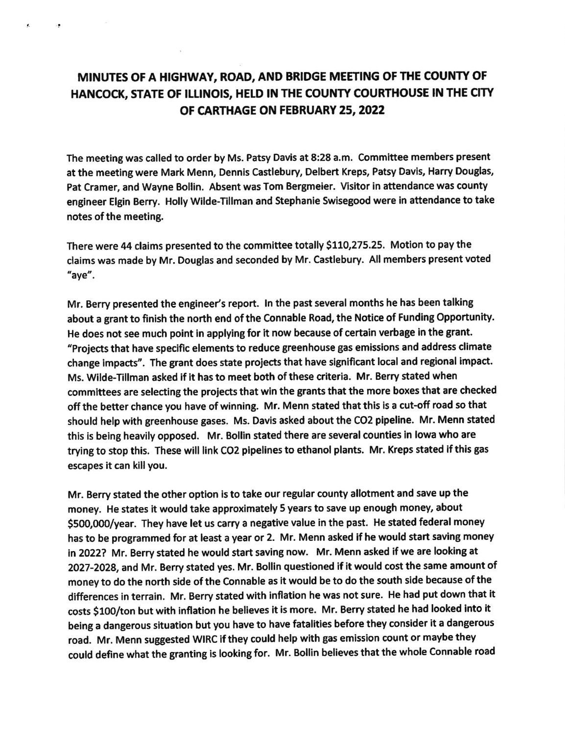# MINUTES OF A HIGHWAY, ROAD, AND BRIDGE MEETING OF THE COUNTY OF HANCOCK, STATE OF ILLINOIS, HELD IN THE COUNTY COURTHOUSE IN THE CITY OF CARTHAGE ON FEBRUARY 25, 2022

The meeting was called to order by Ms. Patsy Davis at 8:28 a.m. Committee members present at the meeting were Mark Menn, Dennis Castlebury, Delbert Kreps, Patsy Davis, Harry Douglas, Pat Cramer, and Wayne Bollin. Absent was Tom Bergmeier. Visitor in attendance was county engineer Elgin Berry. Holly Wilde-Tillman and Stephanie Swisegood were in attendance to take notes of the meeting.

There were 44 claims presented to the committee totally \$110,275.25. Motion to pay the claims was made by Mr. Douglas and seconded by Mr. Castlebury. All members present voted "aye".

Mr. Berry presented the engineer's report. In the past several months he has been talking about a grant to finish the north end of the Connable Road, the Notice of Funding Opportunity. He does not see much point in applying for it now because of certain verbage in the grant. "Projects that have specific elements to reduce greenhouse gas emissions and address climate change impacts". The grant does state projects that have significant local and regional impact. Ms. Wilde-Tillman asked if it has to meet both of these criteria. Mr. Berry stated when committees are selecting the projects that win the grants that the more boxes that are checked off the better chance you have of winning. Mr. Menn stated that this is a cut-off road so that should help with greenhouse gases. Ms. Davis asked about the $CO_2$ pipeline. Mr. Menn stated this is being heavily opposed. Mr. Bollin stated there are several counties in Iowa who are trying to stop this. These will link $CO_2$ pipelines to ethanol plants. Mr. Kreps stated if this gas escapes it can kill you.

Mr. Berry stated the other option is to take our regular county allotment and save up the money. He states it would take approximately 5 years to save up enough money, about \$500,000/year. They have let us carry a negative value in the past. He stated federal money has to be programmed for at least a year or 2. Mr. Menn asked if he would start saving money in 2022? Mr. Berry stated he would start saving now. Mr. Menn asked if we are looking at 2027-2028, and Mr. Berry stated yes. Mr. Bollin questioned if it would cost the same amount of money to do the north side of the Connable as it would be to do the south side because of the differences in terrain. Mr. Berry stated with inflation he was not sure. He had put down that it costs \$100/ton but with inflation he believes it is more. Mr. Berry stated he had looked into it being a dangerous situation but you have to have fatalities before they consider it a dangerous road. Mr. Menn suggested WIRC if they could help with gas emission count or maybe they could define what the granting is looking for. Mr. Bollin believes that the whole Connable road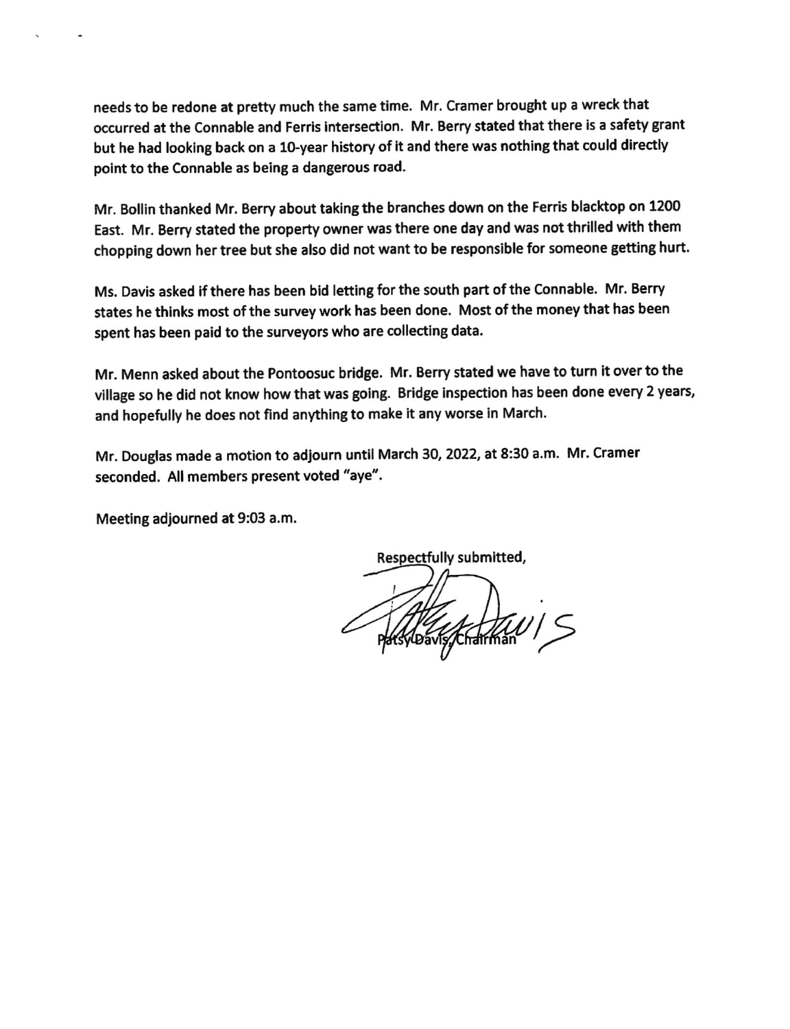needs to be redone at pretty much the same time. Mr. Cramer brought up a wreck that occurred at the Connable and Ferris intersection. Mr. Berry stated that there is a safety grant but he had looking back on a 10-year history of it and there was nothing that could directly point to the Connable as being a dangerous road.

Mr. Bollin thanked Mr. Berry about taking the branches down on the Ferris blacktop on 1200 East. Mr. Berry stated the property owner was there one day and was not thrilled with them chopping down her tree but she also did not want to be responsible for someone getting hurt.

Ms. Davis asked if there has been bid letting for the south part of the Connable. Mr. Berry states he thinks most of the survey work has been done. Most of the money that has been spent has been paid to the surveyors who are collecting data.

Mr. Menn asked about the Pontoosuc bridge. Mr. Berry stated we have to turn it over to the village so he did not know how that was going. Bridge inspection has been done every 2 years, and hopefully he does not find anything to make it any worse in March.

Mr. Douglas made a motion to adjourn until March 30, 2022, at 8:30 a.m. Mr. Cramer seconded. All members present voted "aye".

Meeting adjourned at 9:03 a.m.

Respectfully submitted,

Patsy Davis, Chairman